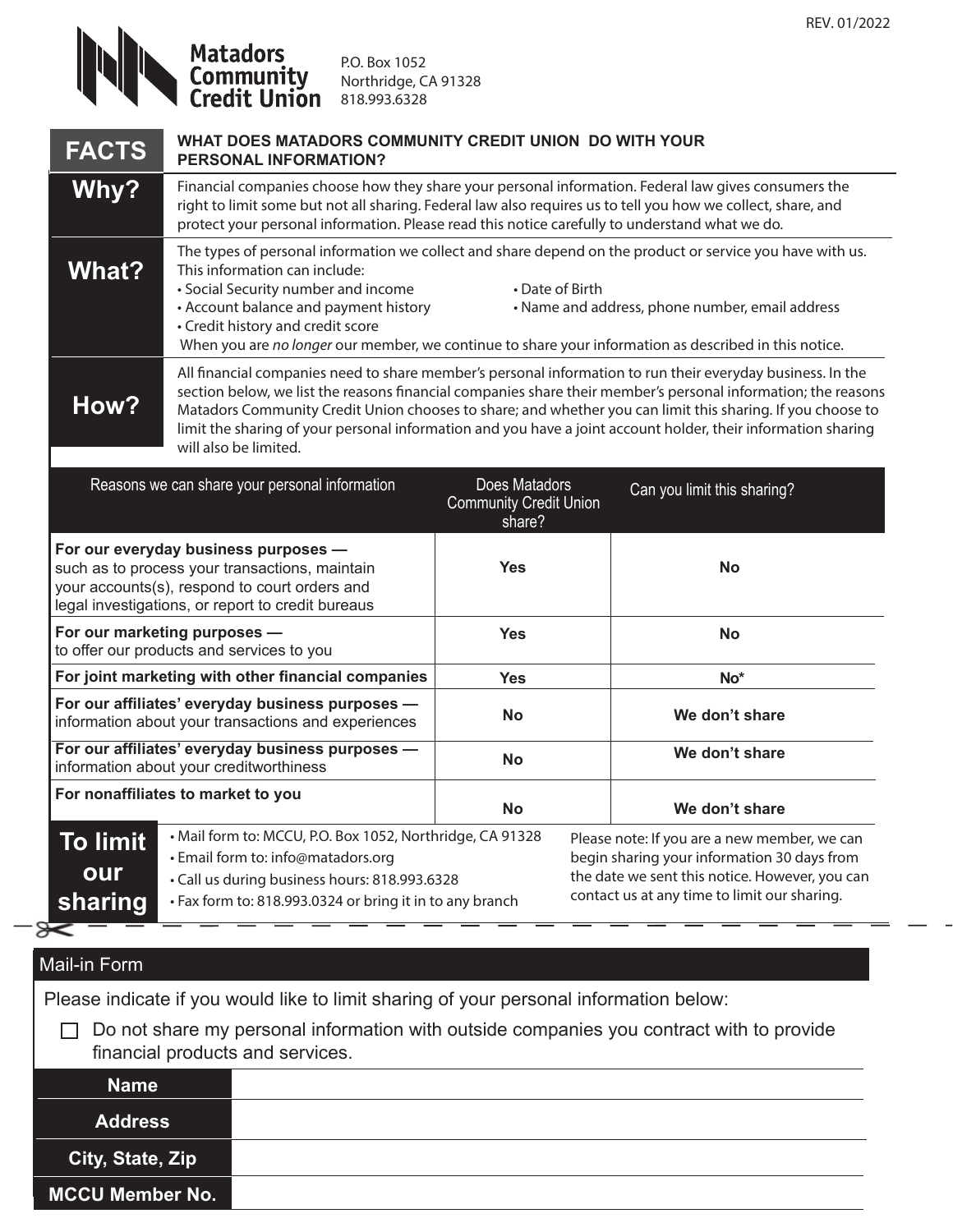REV. 01/2022

**Matadors Community Credit Union**
P.O. Box 1052
Northridge, CA 91328
818.993.6328

| FACTS | WHAT DOES MATADORS COMMUNITY CREDIT UNION DO WITH YOUR PERSONAL INFORMATION? |
|---|---|
| **Why?** | Financial companies choose how they share your personal information. Federal law gives consumers the right to limit some but not all sharing. Federal law also requires us to tell you how we collect, share, and protect your personal information. Please read this notice carefully to understand what we do. |
| **What?** | The types of personal information we collect and share depend on the product or service you have with us. This information can include:<br>• Social Security number and income<br>• Date of Birth<br>• Account balance and payment history<br>• Name and address, phone number, email address<br>• Credit history and credit score<br>When you are *no longer* our member, we continue to share your information as described in this notice. |
| **How?** | All financial companies need to share member's personal information to run their everyday business. In the section below, we list the reasons financial companies share their member's personal information; the reasons Matadors Community Credit Union chooses to share; and whether you can limit this sharing. If you choose to limit the sharing of your personal information and you have a joint account holder, their information sharing will also be limited. |

| Reasons we can share your personal information | Does Matadors Community Credit Union share? | Can you limit this sharing? |
|---|---|---|
| **For our everyday business purposes —** such as to process your transactions, maintain your accounts(s), respond to court orders and legal investigations, or report to credit bureaus | **Yes** | **No** |
| **For our marketing purposes —** to offer our products and services to you | **Yes** | **No** |
| **For joint marketing with other financial companies** | **Yes** | **No*** |
| **For our affiliates' everyday business purposes —** information about your transactions and experiences | **No** | **We don't share** |
| **For our affiliates' everyday business purposes —** information about your creditworthiness | **No** | **We don't share** |
| **For nonaffiliates to market to you** | **No** | **We don't share** |

**To limit our sharing**

- Mail form to: MCCU, P.O. Box 1052, Northridge, CA 91328
- Email form to: info@matadors.org
- Call us during business hours: 818.993.6328
- Fax form to: 818.993.0324 or bring it in to any branch

Please note: If you are a new member, we can begin sharing your information 30 days from the date we sent this notice. However, you can contact us at any time to limit our sharing.

## Mail-in Form

Please indicate if you would like to limit sharing of your personal information below:

☐ Do not share my personal information with outside companies you contract with to provide financial products and services.

| **Name** | |
|---|---|
| **Address** | |
| **City, State, Zip** | |
| **MCCU Member No.** | |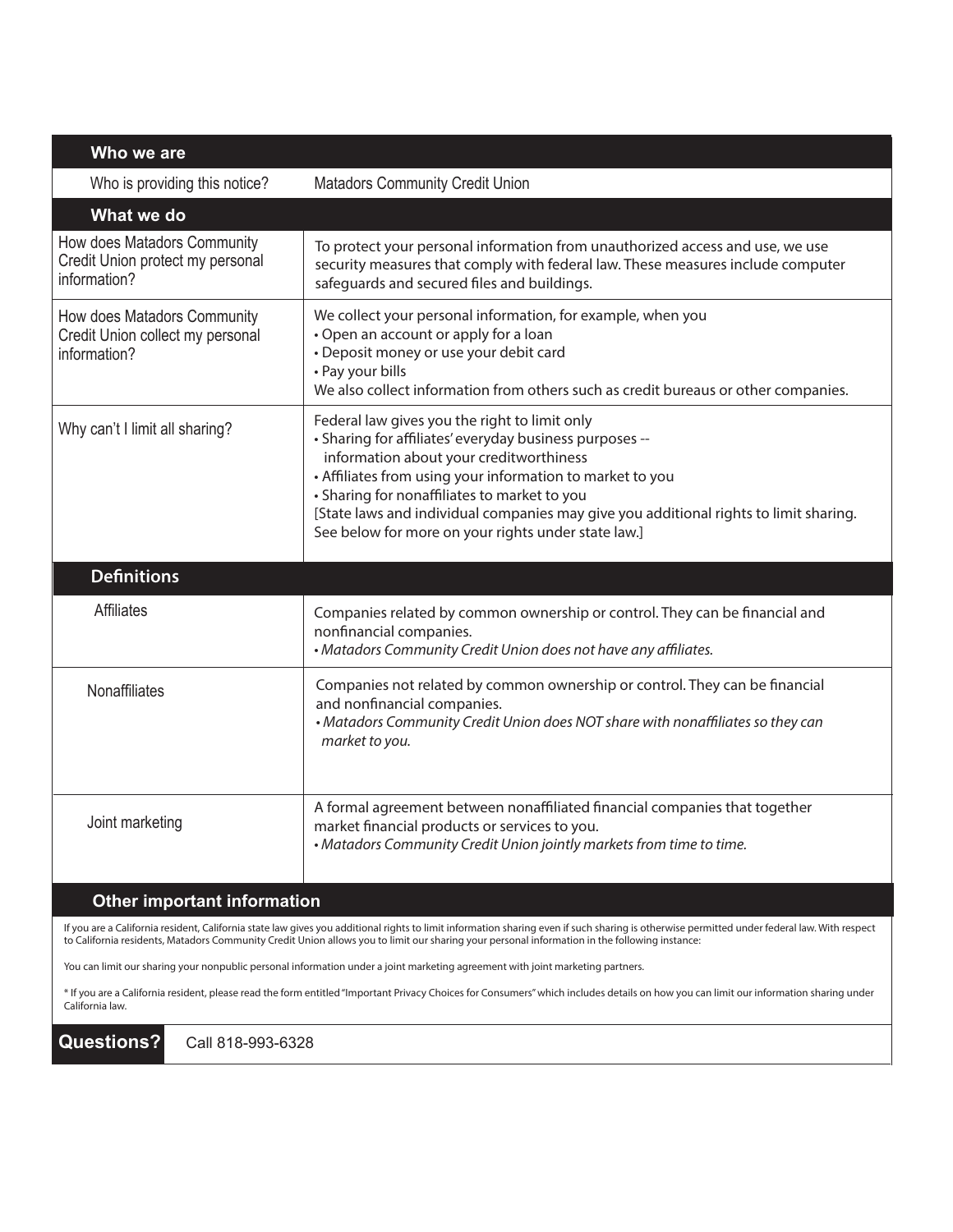| **Who we are** | |
|---|---|
| Who is providing this notice? | Matadors Community Credit Union |
| **What we do** | |
| How does Matadors Community Credit Union protect my personal information? | To protect your personal information from unauthorized access and use, we use security measures that comply with federal law. These measures include computer safeguards and secured files and buildings. |
| How does Matadors Community Credit Union collect my personal information? | We collect your personal information, for example, when you<br>• Open an account or apply for a loan<br>• Deposit money or use your debit card<br>• Pay your bills<br>We also collect information from others such as credit bureaus or other companies. |
| Why can't I limit all sharing? | Federal law gives you the right to limit only<br>• Sharing for affiliates' everyday business purposes -- information about your creditworthiness<br>• Affiliates from using your information to market to you<br>• Sharing for nonaffiliates to market to you<br>[State laws and individual companies may give you additional rights to limit sharing. See below for more on your rights under state law.] |
| **Definitions** | |
| Affiliates | Companies related by common ownership or control. They can be financial and nonfinancial companies.<br>• *Matadors Community Credit Union does not have any affiliates.* |
| Nonaffiliates | Companies not related by common ownership or control. They can be financial and nonfinancial companies.<br>• *Matadors Community Credit Union does NOT share with nonaffiliates so they can market to you.* |
| Joint marketing | A formal agreement between nonaffiliated financial companies that together market financial products or services to you.<br>• *Matadors Community Credit Union jointly markets from time to time.* |

## Other important information

If you are a California resident, California state law gives you additional rights to limit information sharing even if such sharing is otherwise permitted under federal law. With respect to California residents, Matadors Community Credit Union allows you to limit our sharing your personal information in the following instance:

You can limit our sharing your nonpublic personal information under a joint marketing agreement with joint marketing partners.

* If you are a California resident, please read the form entitled "Important Privacy Choices for Consumers" which includes details on how you can limit our information sharing under California law.

**Questions?** Call 818-993-6328